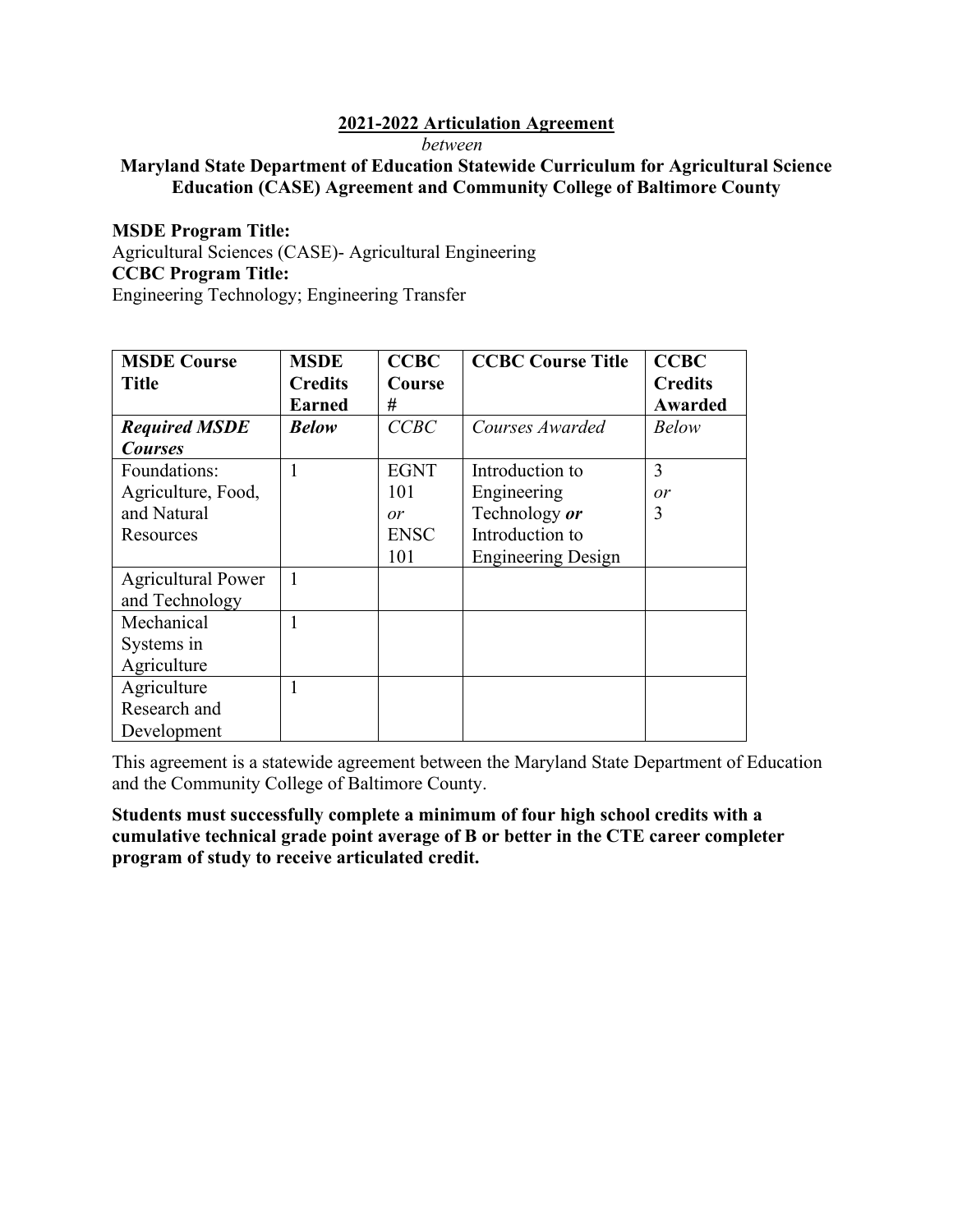**2021-2022 Articulation Agreement**

*between*

**Maryland State Department of Education Statewide Curriculum for Agricultural Science Education (CASE) Agreement and Community College of Baltimore County**

**MSDE Program Title:**

Agricultural Sciences (CASE)- Agricultural Engineering

**CCBC Program Title:**

Engineering Technology; Engineering Transfer

| MSDE Course Title | MSDE Credits Earned | CCBC Course # | CCBC Course Title | CCBC Credits Awarded |
|---|---|---|---|---|
| ***Required MSDE Courses*** | ***Below*** | *CCBC* | *Courses Awarded* | *Below* |
| Foundations: Agriculture, Food, and Natural Resources | 1 | EGNT 101 *or* ENSC 101 | Introduction to Engineering Technology ***or*** Introduction to Engineering Design | 3 *or* 3 |
| Agricultural Power and Technology | 1 | | | |
| Mechanical Systems in Agriculture | 1 | | | |
| Agriculture Research and Development | 1 | | | |

This agreement is a statewide agreement between the Maryland State Department of Education and the Community College of Baltimore County.

**Students must successfully complete a minimum of four high school credits with a cumulative technical grade point average of B or better in the CTE career completer program of study to receive articulated credit.**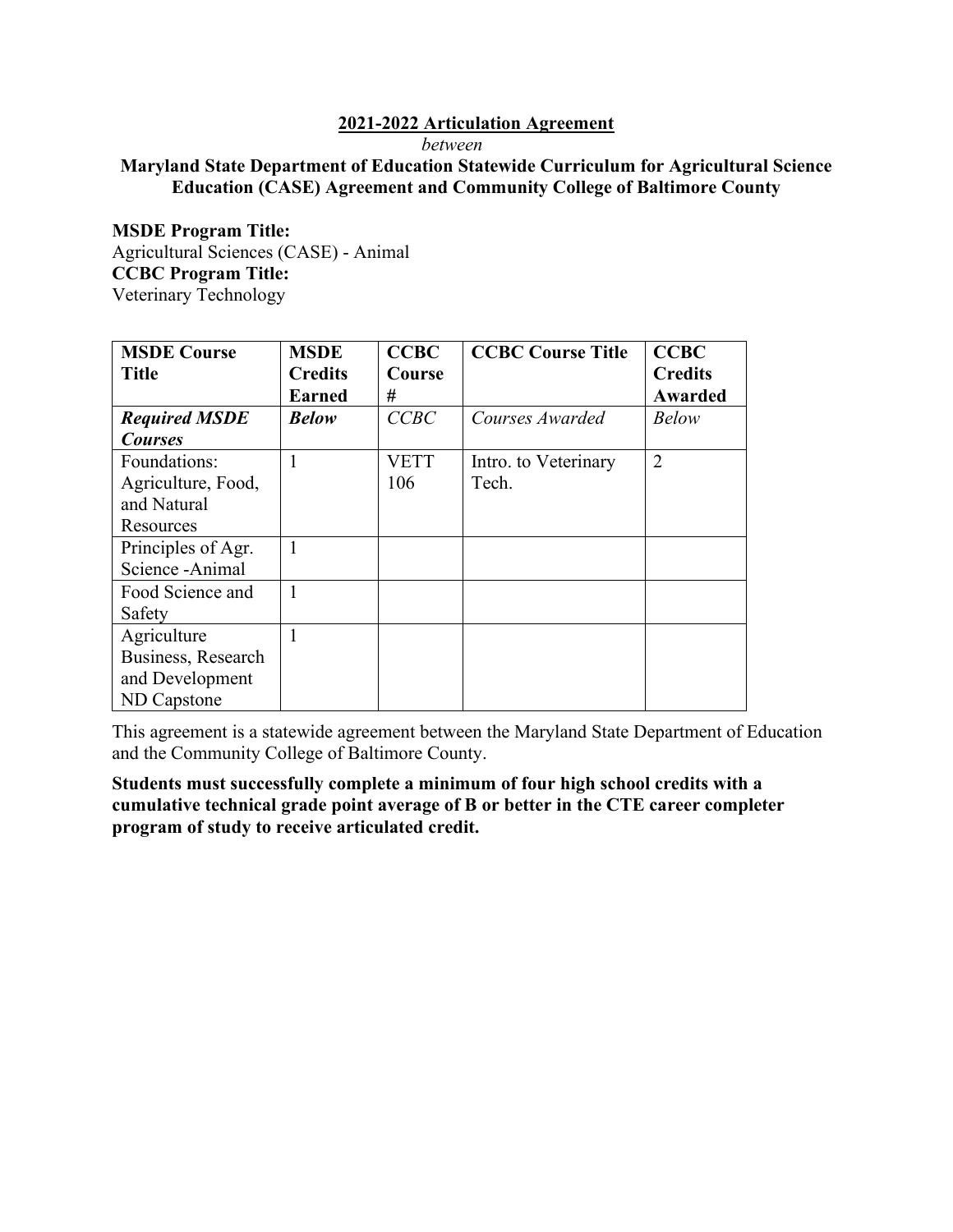**2021-2022 Articulation Agreement**

*between*

**Maryland State Department of Education Statewide Curriculum for Agricultural Science Education (CASE) Agreement and Community College of Baltimore County**

**MSDE Program Title:**
Agricultural Sciences (CASE) - Animal
**CCBC Program Title:**
Veterinary Technology

| MSDE Course Title | MSDE Credits Earned | CCBC Course # | CCBC Course Title | CCBC Credits Awarded |
|---|---|---|---|---|
| ***Required MSDE Courses*** | ***Below*** | *CCBC* | *Courses Awarded* | *Below* |
| Foundations: Agriculture, Food, and Natural Resources | 1 | VETT 106 | Intro. to Veterinary Tech. | 2 |
| Principles of Agr. Science -Animal | 1 | | | |
| Food Science and Safety | 1 | | | |
| Agriculture Business, Research and Development ND Capstone | 1 | | | |

This agreement is a statewide agreement between the Maryland State Department of Education and the Community College of Baltimore County.

**Students must successfully complete a minimum of four high school credits with a cumulative technical grade point average of B or better in the CTE career completer program of study to receive articulated credit.**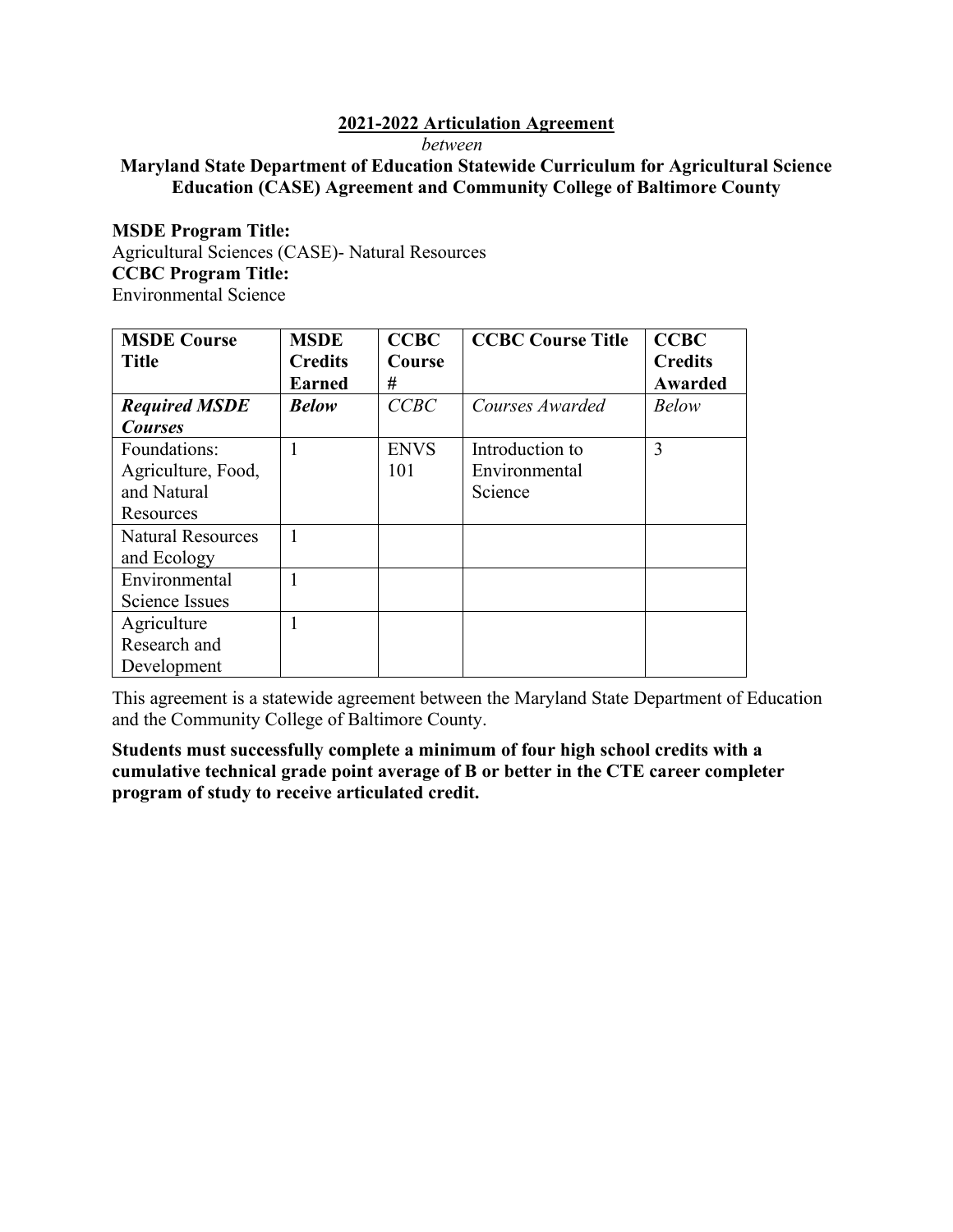**2021-2022 Articulation Agreement**

*between*

**Maryland State Department of Education Statewide Curriculum for Agricultural Science Education (CASE) Agreement and Community College of Baltimore County**

**MSDE Program Title:**
Agricultural Sciences (CASE)- Natural Resources
**CCBC Program Title:**
Environmental Science

| MSDE Course Title | MSDE Credits Earned | CCBC Course # | CCBC Course Title | CCBC Credits Awarded |
|---|---|---|---|---|
| ***Required MSDE Courses*** | ***Below*** | *CCBC* | *Courses Awarded* | *Below* |
| Foundations: Agriculture, Food, and Natural Resources | 1 | ENVS 101 | Introduction to Environmental Science | 3 |
| Natural Resources and Ecology | 1 | | | |
| Environmental Science Issues | 1 | | | |
| Agriculture Research and Development | 1 | | | |

This agreement is a statewide agreement between the Maryland State Department of Education and the Community College of Baltimore County.

**Students must successfully complete a minimum of four high school credits with a cumulative technical grade point average of B or better in the CTE career completer program of study to receive articulated credit.**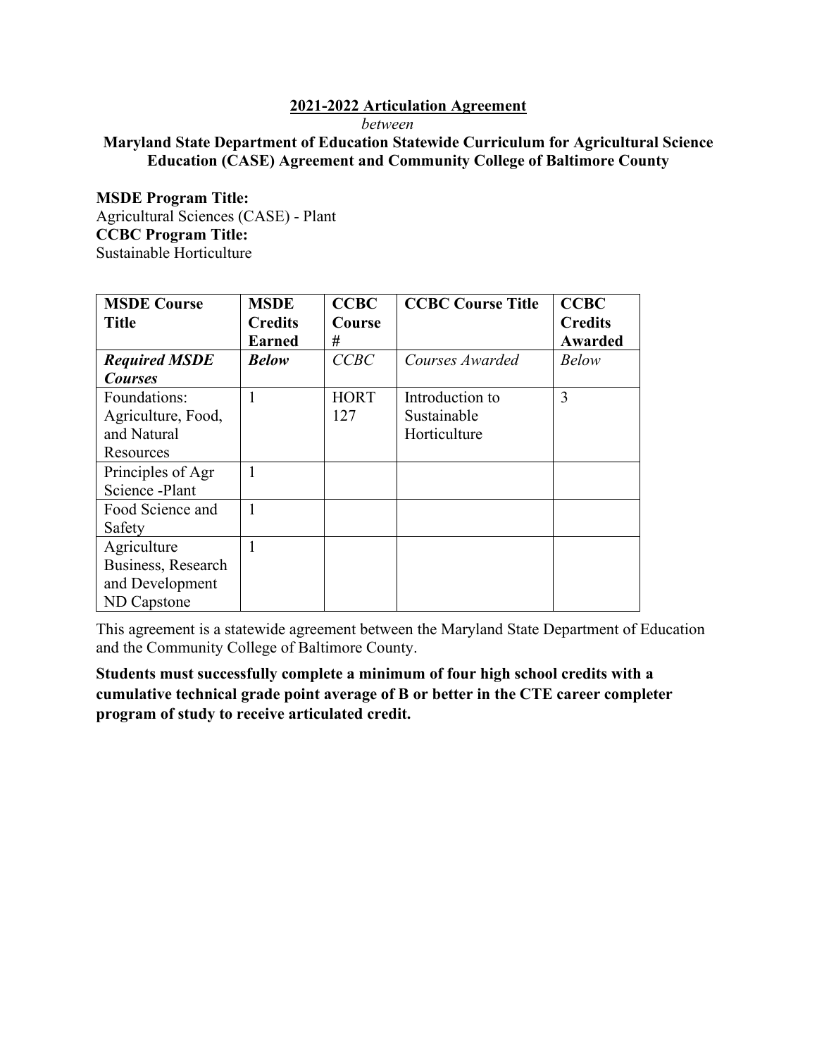**2021-2022 Articulation Agreement**

*between*

**Maryland State Department of Education Statewide Curriculum for Agricultural Science Education (CASE) Agreement and Community College of Baltimore County**

**MSDE Program Title:**
Agricultural Sciences (CASE) - Plant
**CCBC Program Title:**
Sustainable Horticulture

| MSDE Course Title | MSDE Credits Earned | CCBC Course # | CCBC Course Title | CCBC Credits Awarded |
|---|---|---|---|---|
| ***Required MSDE Courses*** | ***Below*** | *CCBC* | *Courses Awarded* | *Below* |
| Foundations: Agriculture, Food, and Natural Resources | 1 | HORT 127 | Introduction to Sustainable Horticulture | 3 |
| Principles of Agr Science -Plant | 1 | | | |
| Food Science and Safety | 1 | | | |
| Agriculture Business, Research and Development ND Capstone | 1 | | | |

This agreement is a statewide agreement between the Maryland State Department of Education and the Community College of Baltimore County.

**Students must successfully complete a minimum of four high school credits with a cumulative technical grade point average of B or better in the CTE career completer program of study to receive articulated credit.**